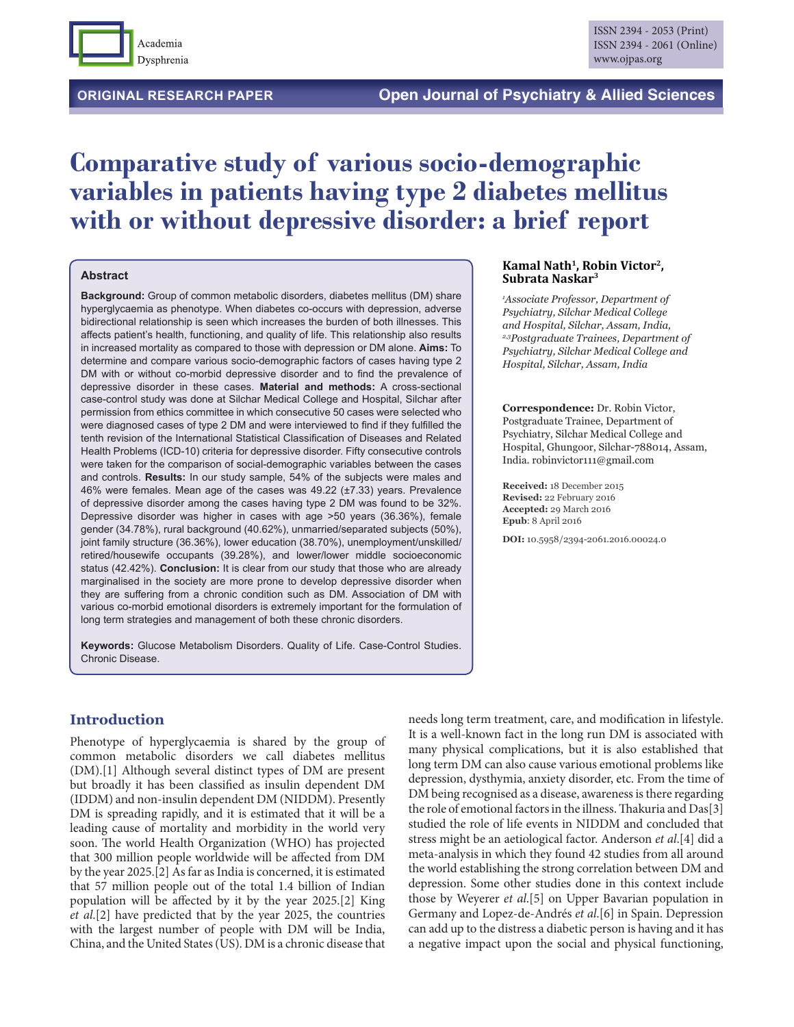ORIGINAL RESEARCH PAPER

Open Journal of Psychiatry & Allied Sciences

# Comparative study of various socio-demographic variables in patients having type 2 diabetes mellitus with or without depressive disorder: a brief report

**Kamal Nath[1], Robin Victor[2], Subrata Naskar[3]**

*[1]Associate Professor, Department of Psychiatry, Silchar Medical College and Hospital, Silchar, Assam, India, [2,3]Postgraduate Trainees, Department of Psychiatry, Silchar Medical College and Hospital, Silchar, Assam, India*

**Correspondence:** Dr. Robin Victor, Postgraduate Trainee, Department of Psychiatry, Silchar Medical College and Hospital, Ghungoor, Silchar-788014, Assam, India. robinvictor111@gmail.com

**Received:** 18 December 2015
**Revised:** 22 February 2016
**Accepted:** 29 March 2016
**Epub**: 8 April 2016

**DOI:** 10.5958/2394-2061.2016.00024.0

## Abstract

**Background:** Group of common metabolic disorders, diabetes mellitus (DM) share hyperglycaemia as phenotype. When diabetes co-occurs with depression, adverse bidirectional relationship is seen which increases the burden of both illnesses. This affects patient's health, functioning, and quality of life. This relationship also results in increased mortality as compared to those with depression or DM alone. **Aims:** To determine and compare various socio-demographic factors of cases having type 2 DM with or without co-morbid depressive disorder and to find the prevalence of depressive disorder in these cases. **Material and methods:** A cross-sectional case-control study was done at Silchar Medical College and Hospital, Silchar after permission from ethics committee in which consecutive 50 cases were selected who were diagnosed cases of type 2 DM and were interviewed to find if they fulfilled the tenth revision of the International Statistical Classification of Diseases and Related Health Problems (ICD-10) criteria for depressive disorder. Fifty consecutive controls were taken for the comparison of social-demographic variables between the cases and controls. **Results:** In our study sample, 54% of the subjects were males and 46% were females. Mean age of the cases was 49.22 (±7.33) years. Prevalence of depressive disorder among the cases having type 2 DM was found to be 32%. Depressive disorder was higher in cases with age >50 years (36.36%), female gender (34.78%), rural background (40.62%), unmarried/separated subjects (50%), joint family structure (36.36%), lower education (38.70%), unemployment/unskilled/retired/housewife occupants (39.28%), and lower/lower middle socioeconomic status (42.42%). **Conclusion:** It is clear from our study that those who are already marginalised in the society are more prone to develop depressive disorder when they are suffering from a chronic condition such as DM. Association of DM with various co-morbid emotional disorders is extremely important for the formulation of long term strategies and management of both these chronic disorders.

**Keywords:** Glucose Metabolism Disorders. Quality of Life. Case-Control Studies. Chronic Disease.

## Introduction

Phenotype of hyperglycaemia is shared by the group of common metabolic disorders we call diabetes mellitus (DM).[1] Although several distinct types of DM are present but broadly it has been classified as insulin dependent DM (IDDM) and non-insulin dependent DM (NIDDM). Presently DM is spreading rapidly, and it is estimated that it will be a leading cause of mortality and morbidity in the world very soon. The world Health Organization (WHO) has projected that 300 million people worldwide will be affected from DM by the year 2025.[2] As far as India is concerned, it is estimated that 57 million people out of the total 1.4 billion of Indian population will be affected by it by the year 2025.[2] King *et al.*[2] have predicted that by the year 2025, the countries with the largest number of people with DM will be India, China, and the United States (US). DM is a chronic disease that needs long term treatment, care, and modification in lifestyle. It is a well-known fact in the long run DM is associated with many physical complications, but it is also established that long term DM can also cause various emotional problems like depression, dysthymia, anxiety disorder, etc. From the time of DM being recognised as a disease, awareness is there regarding the role of emotional factors in the illness. Thakuria and Das[3] studied the role of life events in NIDDM and concluded that stress might be an aetiological factor. Anderson *et al.*[4] did a meta-analysis in which they found 42 studies from all around the world establishing the strong correlation between DM and depression. Some other studies done in this context include those by Weyerer *et al.*[5] on Upper Bavarian population in Germany and Lopez-de-Andrés *et al.*[6] in Spain. Depression can add up to the distress a diabetic person is having and it has a negative impact upon the social and physical functioning,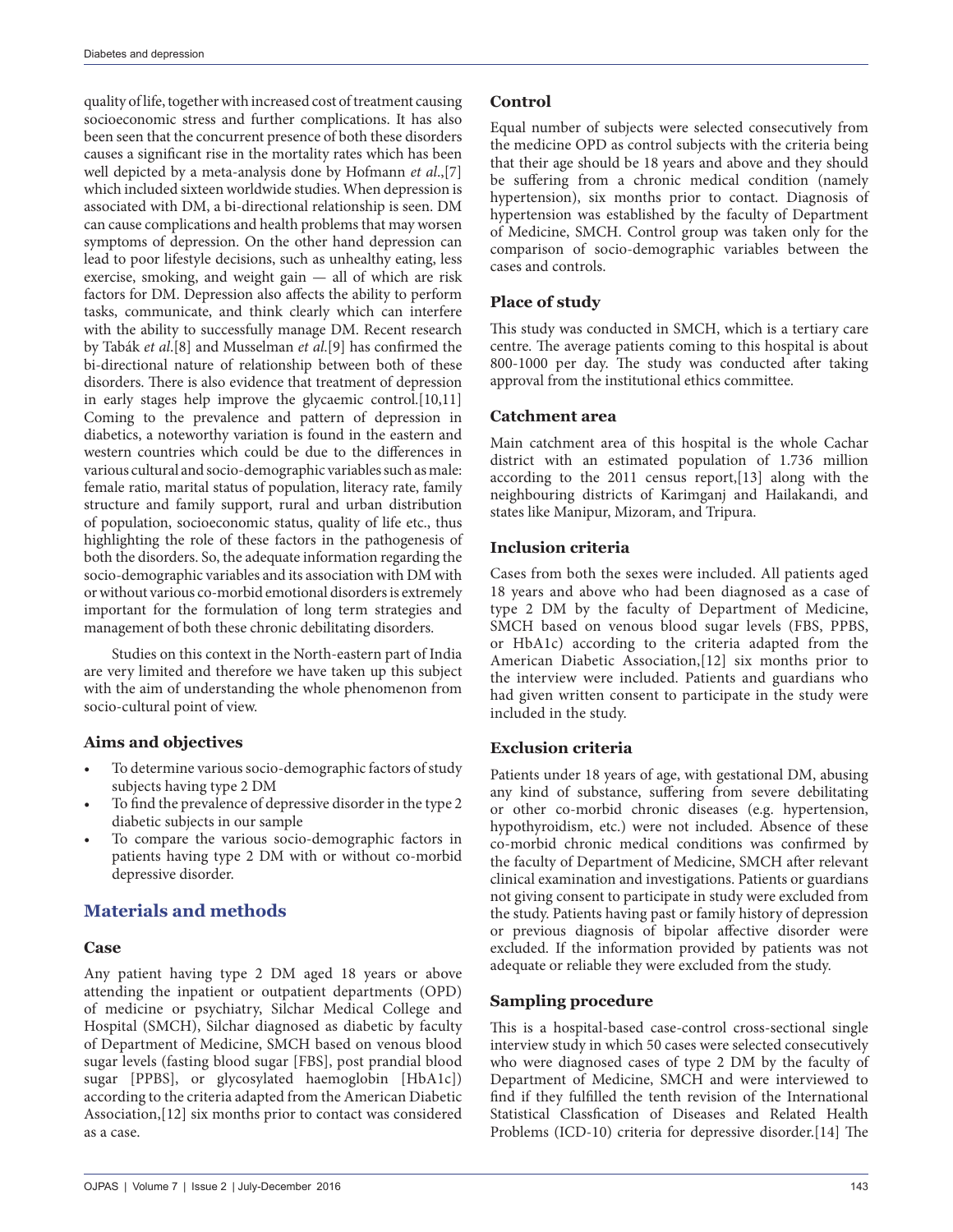quality of life, together with increased cost of treatment causing socioeconomic stress and further complications. It has also been seen that the concurrent presence of both these disorders causes a significant rise in the mortality rates which has been well depicted by a meta-analysis done by Hofmann *et al*.,[7] which included sixteen worldwide studies. When depression is associated with DM, a bi-directional relationship is seen. DM can cause complications and health problems that may worsen symptoms of depression. On the other hand depression can lead to poor lifestyle decisions, such as unhealthy eating, less exercise, smoking, and weight gain — all of which are risk factors for DM. Depression also affects the ability to perform tasks, communicate, and think clearly which can interfere with the ability to successfully manage DM. Recent research by Tabák *et al*.[8] and Musselman *et al*.[9] has confirmed the bi-directional nature of relationship between both of these disorders. There is also evidence that treatment of depression in early stages help improve the glycaemic control.[10,11] Coming to the prevalence and pattern of depression in diabetics, a noteworthy variation is found in the eastern and western countries which could be due to the differences in various cultural and socio-demographic variables such as male: female ratio, marital status of population, literacy rate, family structure and family support, rural and urban distribution of population, socioeconomic status, quality of life etc., thus highlighting the role of these factors in the pathogenesis of both the disorders. So, the adequate information regarding the socio-demographic variables and its association with DM with or without various co-morbid emotional disorders is extremely important for the formulation of long term strategies and management of both these chronic debilitating disorders.

Studies on this context in the North-eastern part of India are very limited and therefore we have taken up this subject with the aim of understanding the whole phenomenon from socio-cultural point of view.

### Aims and objectives

- To determine various socio-demographic factors of study subjects having type 2 DM
- To find the prevalence of depressive disorder in the type 2 diabetic subjects in our sample
- To compare the various socio-demographic factors in patients having type 2 DM with or without co-morbid depressive disorder.

## Materials and methods

### Case

Any patient having type 2 DM aged 18 years or above attending the inpatient or outpatient departments (OPD) of medicine or psychiatry, Silchar Medical College and Hospital (SMCH), Silchar diagnosed as diabetic by faculty of Department of Medicine, SMCH based on venous blood sugar levels (fasting blood sugar [FBS], post prandial blood sugar [PPBS], or glycosylated haemoglobin [HbA1c]) according to the criteria adapted from the American Diabetic Association,[12] six months prior to contact was considered as a case.

### Control

Equal number of subjects were selected consecutively from the medicine OPD as control subjects with the criteria being that their age should be 18 years and above and they should be suffering from a chronic medical condition (namely hypertension), six months prior to contact. Diagnosis of hypertension was established by the faculty of Department of Medicine, SMCH. Control group was taken only for the comparison of socio-demographic variables between the cases and controls.

### Place of study

This study was conducted in SMCH, which is a tertiary care centre. The average patients coming to this hospital is about 800-1000 per day. The study was conducted after taking approval from the institutional ethics committee.

### Catchment area

Main catchment area of this hospital is the whole Cachar district with an estimated population of 1.736 million according to the 2011 census report,[13] along with the neighbouring districts of Karimganj and Hailakandi, and states like Manipur, Mizoram, and Tripura.

### Inclusion criteria

Cases from both the sexes were included. All patients aged 18 years and above who had been diagnosed as a case of type 2 DM by the faculty of Department of Medicine, SMCH based on venous blood sugar levels (FBS, PPBS, or HbA1c) according to the criteria adapted from the American Diabetic Association,[12] six months prior to the interview were included. Patients and guardians who had given written consent to participate in the study were included in the study.

### Exclusion criteria

Patients under 18 years of age, with gestational DM, abusing any kind of substance, suffering from severe debilitating or other co-morbid chronic diseases (e.g. hypertension, hypothyroidism, etc.) were not included. Absence of these co-morbid chronic medical conditions was confirmed by the faculty of Department of Medicine, SMCH after relevant clinical examination and investigations. Patients or guardians not giving consent to participate in study were excluded from the study. Patients having past or family history of depression or previous diagnosis of bipolar affective disorder were excluded. If the information provided by patients was not adequate or reliable they were excluded from the study.

### Sampling procedure

This is a hospital-based case-control cross-sectional single interview study in which 50 cases were selected consecutively who were diagnosed cases of type 2 DM by the faculty of Department of Medicine, SMCH and were interviewed to find if they fulfilled the tenth revision of the International Statistical Classfication of Diseases and Related Health Problems (ICD-10) criteria for depressive disorder.[14] The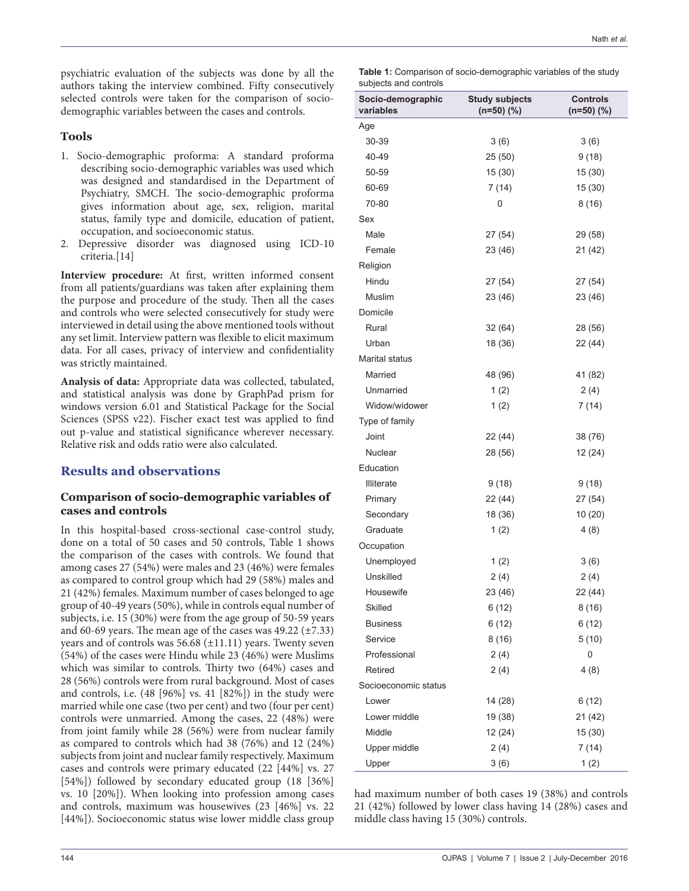psychiatric evaluation of the subjects was done by all the authors taking the interview combined. Fifty consecutively selected controls were taken for the comparison of socio-demographic variables between the cases and controls.

### Tools

1. Socio-demographic proforma: A standard proforma describing socio-demographic variables was used which was designed and standardised in the Department of Psychiatry, SMCH. The socio-demographic proforma gives information about age, sex, religion, marital status, family type and domicile, education of patient, occupation, and socioeconomic status.
2. Depressive disorder was diagnosed using ICD-10 criteria.[14]

**Interview procedure:** At first, written informed consent from all patients/guardians was taken after explaining them the purpose and procedure of the study. Then all the cases and controls who were selected consecutively for study were interviewed in detail using the above mentioned tools without any set limit. Interview pattern was flexible to elicit maximum data. For all cases, privacy of interview and confidentiality was strictly maintained.

**Analysis of data:** Appropriate data was collected, tabulated, and statistical analysis was done by GraphPad prism for windows version 6.01 and Statistical Package for the Social Sciences (SPSS v22). Fischer exact test was applied to find out p-value and statistical significance wherever necessary. Relative risk and odds ratio were also calculated.

## Results and observations

### Comparison of socio-demographic variables of cases and controls

In this hospital-based cross-sectional case-control study, done on a total of 50 cases and 50 controls, Table 1 shows the comparison of the cases with controls. We found that among cases 27 (54%) were males and 23 (46%) were females as compared to control group which had 29 (58%) males and 21 (42%) females. Maximum number of cases belonged to age group of 40-49 years (50%), while in controls equal number of subjects, i.e. 15 (30%) were from the age group of 50-59 years and 60-69 years. The mean age of the cases was 49.22 (±7.33) years and of controls was 56.68 (±11.11) years. Twenty seven (54%) of the cases were Hindu while 23 (46%) were Muslims which was similar to controls. Thirty two (64%) cases and 28 (56%) controls were from rural background. Most of cases and controls, i.e. (48 [96%] vs. 41 [82%]) in the study were married while one case (two per cent) and two (four per cent) controls were unmarried. Among the cases, 22 (48%) were from joint family while 28 (56%) were from nuclear family as compared to controls which had 38 (76%) and 12 (24%) subjects from joint and nuclear family respectively. Maximum cases and controls were primary educated (22 [44%] vs. 27 [54%]) followed by secondary educated group (18 [36%] vs. 10 [20%]). When looking into profession among cases and controls, maximum was housewives (23 [46%] vs. 22 [44%]). Socioeconomic status wise lower middle class group had maximum number of both cases 19 (38%) and controls 21 (42%) followed by lower class having 14 (28%) cases and middle class having 15 (30%) controls.

**Table 1:** Comparison of socio-demographic variables of the study subjects and controls

| Socio-demographic variables | Study subjects (n=50) (%) | Controls (n=50) (%) |
|---|---|---|
| Age | | |
| 30-39 | 3 (6) | 3 (6) |
| 40-49 | 25 (50) | 9 (18) |
| 50-59 | 15 (30) | 15 (30) |
| 60-69 | 7 (14) | 15 (30) |
| 70-80 | 0 | 8 (16) |
| Sex | | |
| Male | 27 (54) | 29 (58) |
| Female | 23 (46) | 21 (42) |
| Religion | | |
| Hindu | 27 (54) | 27 (54) |
| Muslim | 23 (46) | 23 (46) |
| Domicile | | |
| Rural | 32 (64) | 28 (56) |
| Urban | 18 (36) | 22 (44) |
| Marital status | | |
| Married | 48 (96) | 41 (82) |
| Unmarried | 1 (2) | 2 (4) |
| Widow/widower | 1 (2) | 7 (14) |
| Type of family | | |
| Joint | 22 (44) | 38 (76) |
| Nuclear | 28 (56) | 12 (24) |
| Education | | |
| Illiterate | 9 (18) | 9 (18) |
| Primary | 22 (44) | 27 (54) |
| Secondary | 18 (36) | 10 (20) |
| Graduate | 1 (2) | 4 (8) |
| Occupation | | |
| Unemployed | 1 (2) | 3 (6) |
| Unskilled | 2 (4) | 2 (4) |
| Housewife | 23 (46) | 22 (44) |
| Skilled | 6 (12) | 8 (16) |
| Business | 6 (12) | 6 (12) |
| Service | 8 (16) | 5 (10) |
| Professional | 2 (4) | 0 |
| Retired | 2 (4) | 4 (8) |
| Socioeconomic status | | |
| Lower | 14 (28) | 6 (12) |
| Lower middle | 19 (38) | 21 (42) |
| Middle | 12 (24) | 15 (30) |
| Upper middle | 2 (4) | 7 (14) |
| Upper | 3 (6) | 1 (2) |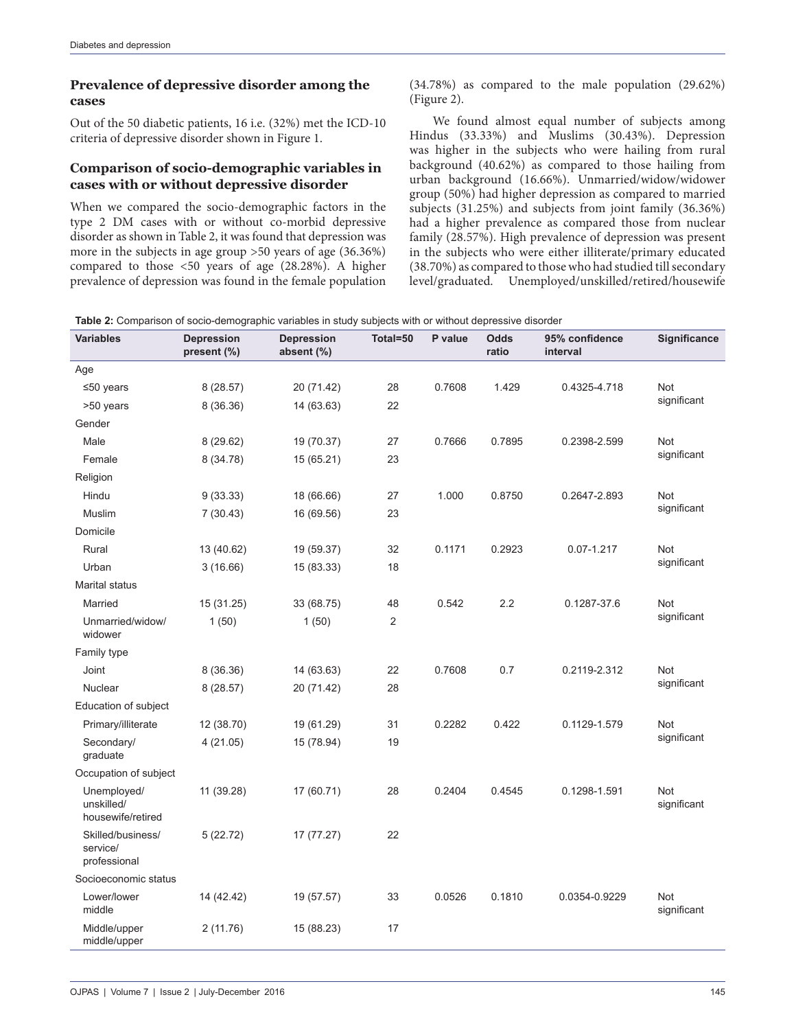### Prevalence of depressive disorder among the cases

Out of the 50 diabetic patients, 16 i.e. (32%) met the ICD-10 criteria of depressive disorder shown in Figure 1.

### Comparison of socio-demographic variables in cases with or without depressive disorder

When we compared the socio-demographic factors in the type 2 DM cases with or without co-morbid depressive disorder as shown in Table 2, it was found that depression was more in the subjects in age group >50 years of age (36.36%) compared to those <50 years of age (28.28%). A higher prevalence of depression was found in the female population (34.78%) as compared to the male population (29.62%) (Figure 2).

We found almost equal number of subjects among Hindus (33.33%) and Muslims (30.43%). Depression was higher in the subjects who were hailing from rural background (40.62%) as compared to those hailing from urban background (16.66%). Unmarried/widow/widower group (50%) had higher depression as compared to married subjects (31.25%) and subjects from joint family (36.36%) had a higher prevalence as compared those from nuclear family (28.57%). High prevalence of depression was present in the subjects who were either illiterate/primary educated (38.70%) as compared to those who had studied till secondary level/graduated. Unemployed/unskilled/retired/housewife

**Table 2:** Comparison of socio-demographic variables in study subjects with or without depressive disorder

| Variables | Depression present (%) | Depression absent (%) | Total=50 | P value | Odds ratio | 95% confidence interval | Significance |
|---|---|---|---|---|---|---|---|
| Age | | | | | | | |
| ≤50 years | 8 (28.57) | 20 (71.42) | 28 | 0.7608 | 1.429 | 0.4325-4.718 | Not significant |
| >50 years | 8 (36.36) | 14 (63.63) | 22 | | | | |
| Gender | | | | | | | |
| Male | 8 (29.62) | 19 (70.37) | 27 | 0.7666 | 0.7895 | 0.2398-2.599 | Not significant |
| Female | 8 (34.78) | 15 (65.21) | 23 | | | | |
| Religion | | | | | | | |
| Hindu | 9 (33.33) | 18 (66.66) | 27 | 1.000 | 0.8750 | 0.2647-2.893 | Not significant |
| Muslim | 7 (30.43) | 16 (69.56) | 23 | | | | |
| Domicile | | | | | | | |
| Rural | 13 (40.62) | 19 (59.37) | 32 | 0.1171 | 0.2923 | 0.07-1.217 | Not significant |
| Urban | 3 (16.66) | 15 (83.33) | 18 | | | | |
| Marital status | | | | | | | |
| Married | 15 (31.25) | 33 (68.75) | 48 | 0.542 | 2.2 | 0.1287-37.6 | Not significant |
| Unmarried/widow/widower | 1 (50) | 1 (50) | 2 | | | | |
| Family type | | | | | | | |
| Joint | 8 (36.36) | 14 (63.63) | 22 | 0.7608 | 0.7 | 0.2119-2.312 | Not significant |
| Nuclear | 8 (28.57) | 20 (71.42) | 28 | | | | |
| Education of subject | | | | | | | |
| Primary/illiterate | 12 (38.70) | 19 (61.29) | 31 | 0.2282 | 0.422 | 0.1129-1.579 | Not significant |
| Secondary/graduate | 4 (21.05) | 15 (78.94) | 19 | | | | |
| Occupation of subject | | | | | | | |
| Unemployed/unskilled/housewife/retired | 11 (39.28) | 17 (60.71) | 28 | 0.2404 | 0.4545 | 0.1298-1.591 | Not significant |
| Skilled/business/service/professional | 5 (22.72) | 17 (77.27) | 22 | | | | |
| Socioeconomic status | | | | | | | |
| Lower/lower middle | 14 (42.42) | 19 (57.57) | 33 | 0.0526 | 0.1810 | 0.0354-0.9229 | Not significant |
| Middle/upper middle/upper | 2 (11.76) | 15 (88.23) | 17 | | | | |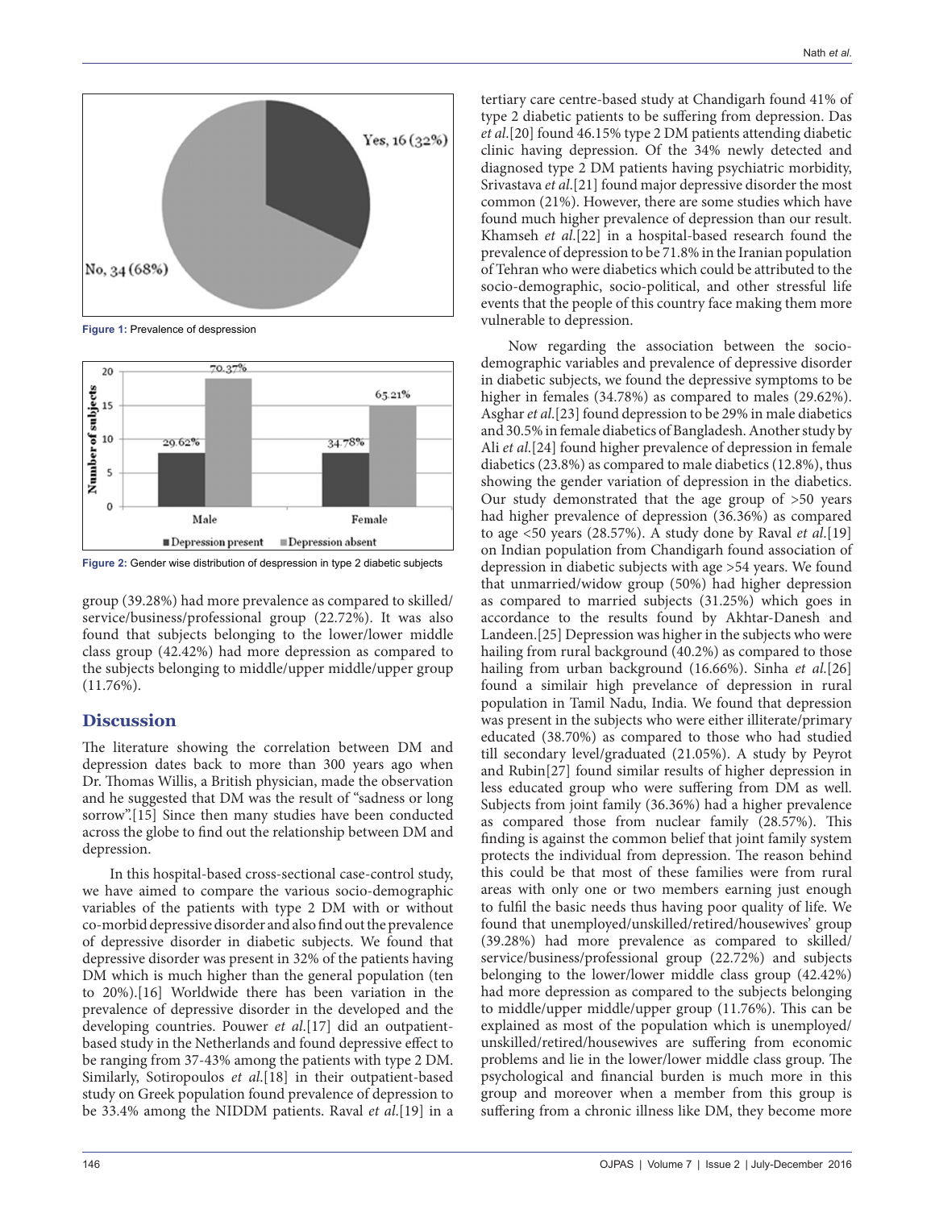Figure 1: Prevalence of despression

Figure 2: Gender wise distribution of despression in type 2 diabetic subjects

group (39.28%) had more prevalence as compared to skilled/service/business/professional group (22.72%). It was also found that subjects belonging to the lower/lower middle class group (42.42%) had more depression as compared to the subjects belonging to middle/upper middle/upper group (11.76%).

## Discussion

The literature showing the correlation between DM and depression dates back to more than 300 years ago when Dr. Thomas Willis, a British physician, made the observation and he suggested that DM was the result of "sadness or long sorrow".[15] Since then many studies have been conducted across the globe to find out the relationship between DM and depression.

In this hospital-based cross-sectional case-control study, we have aimed to compare the various socio-demographic variables of the patients with type 2 DM with or without co-morbid depressive disorder and also find out the prevalence of depressive disorder in diabetic subjects. We found that depressive disorder was present in 32% of the patients having DM which is much higher than the general population (ten to 20%).[16] Worldwide there has been variation in the prevalence of depressive disorder in the developed and the developing countries. Pouwer *et al.*[17] did an outpatient-based study in the Netherlands and found depressive effect to be ranging from 37-43% among the patients with type 2 DM. Similarly, Sotiropoulos *et al.*[18] in their outpatient-based study on Greek population found prevalence of depression to be 33.4% among the NIDDM patients. Raval *et al.*[19] in a tertiary care centre-based study at Chandigarh found 41% of type 2 diabetic patients to be suffering from depression. Das *et al.*[20] found 46.15% type 2 DM patients attending diabetic clinic having depression. Of the 34% newly detected and diagnosed type 2 DM patients having psychiatric morbidity, Srivastava *et al.*[21] found major depressive disorder the most common (21%). However, there are some studies which have found much higher prevalence of depression than our result. Khamseh *et al.*[22] in a hospital-based research found the prevalence of depression to be 71.8% in the Iranian population of Tehran who were diabetics which could be attributed to the socio-demographic, socio-political, and other stressful life events that the people of this country face making them more vulnerable to depression.

Now regarding the association between the socio-demographic variables and prevalence of depressive disorder in diabetic subjects, we found the depressive symptoms to be higher in females (34.78%) as compared to males (29.62%). Asghar *et al.*[23] found depression to be 29% in male diabetics and 30.5% in female diabetics of Bangladesh. Another study by Ali *et al.*[24] found higher prevalence of depression in female diabetics (23.8%) as compared to male diabetics (12.8%), thus showing the gender variation of depression in the diabetics. Our study demonstrated that the age group of >50 years had higher prevalence of depression (36.36%) as compared to age <50 years (28.57%). A study done by Raval *et al.*[19] on Indian population from Chandigarh found association of depression in diabetic subjects with age >54 years. We found that unmarried/widow group (50%) had higher depression as compared to married subjects (31.25%) which goes in accordance to the results found by Akhtar-Danesh and Landeen.[25] Depression was higher in the subjects who were hailing from rural background (40.2%) as compared to those hailing from urban background (16.66%). Sinha *et al.*[26] found a similair high prevelance of depression in rural population in Tamil Nadu, India. We found that depression was present in the subjects who were either illiterate/primary educated (38.70%) as compared to those who had studied till secondary level/graduated (21.05%). A study by Peyrot and Rubin[27] found similar results of higher depression in less educated group who were suffering from DM as well. Subjects from joint family (36.36%) had a higher prevalence as compared those from nuclear family (28.57%). This finding is against the common belief that joint family system protects the individual from depression. The reason behind this could be that most of these families were from rural areas with only one or two members earning just enough to fulfil the basic needs thus having poor quality of life. We found that unemployed/unskilled/retired/housewives' group (39.28%) had more prevalence as compared to skilled/service/business/professional group (22.72%) and subjects belonging to the lower/lower middle class group (42.42%) had more depression as compared to the subjects belonging to middle/upper middle/upper group (11.76%). This can be explained as most of the population which is unemployed/unskilled/retired/housewives are suffering from economic problems and lie in the lower/lower middle class group. The psychological and financial burden is much more in this group and moreover when a member from this group is suffering from a chronic illness like DM, they become more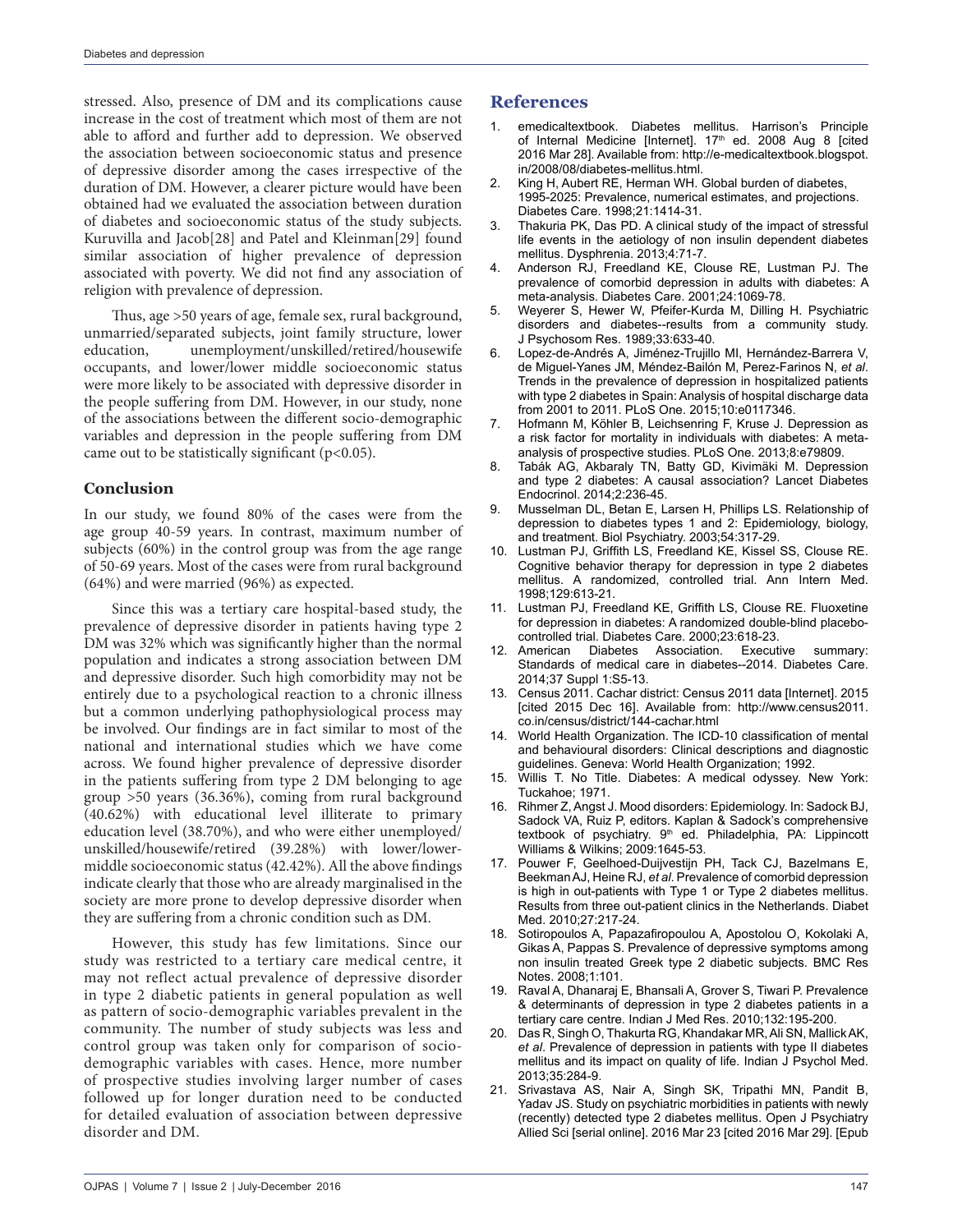stressed. Also, presence of DM and its complications cause increase in the cost of treatment which most of them are not able to afford and further add to depression. We observed the association between socioeconomic status and presence of depressive disorder among the cases irrespective of the duration of DM. However, a clearer picture would have been obtained had we evaluated the association between duration of diabetes and socioeconomic status of the study subjects. Kuruvilla and Jacob[28] and Patel and Kleinman[29] found similar association of higher prevalence of depression associated with poverty. We did not find any association of religion with prevalence of depression.

Thus, age >50 years of age, female sex, rural background, unmarried/separated subjects, joint family structure, lower education, unemployment/unskilled/retired/housewife occupants, and lower/lower middle socioeconomic status were more likely to be associated with depressive disorder in the people suffering from DM. However, in our study, none of the associations between the different socio-demographic variables and depression in the people suffering from DM came out to be statistically significant ($p<0.05$).

## Conclusion

In our study, we found 80% of the cases were from the age group 40-59 years. In contrast, maximum number of subjects (60%) in the control group was from the age range of 50-69 years. Most of the cases were from rural background (64%) and were married (96%) as expected.

Since this was a tertiary care hospital-based study, the prevalence of depressive disorder in patients having type 2 DM was 32% which was significantly higher than the normal population and indicates a strong association between DM and depressive disorder. Such high comorbidity may not be entirely due to a psychological reaction to a chronic illness but a common underlying pathophysiological process may be involved. Our findings are in fact similar to most of the national and international studies which we have come across. We found higher prevalence of depressive disorder in the patients suffering from type 2 DM belonging to age group >50 years (36.36%), coming from rural background (40.62%) with educational level illiterate to primary education level (38.70%), and who were either unemployed/unskilled/housewife/retired (39.28%) with lower/lower-middle socioeconomic status (42.42%). All the above findings indicate clearly that those who are already marginalised in the society are more prone to develop depressive disorder when they are suffering from a chronic condition such as DM.

However, this study has few limitations. Since our study was restricted to a tertiary care medical centre, it may not reflect actual prevalence of depressive disorder in type 2 diabetic patients in general population as well as pattern of socio-demographic variables prevalent in the community. The number of study subjects was less and control group was taken only for comparison of socio-demographic variables with cases. Hence, more number of prospective studies involving larger number of cases followed up for longer duration need to be conducted for detailed evaluation of association between depressive disorder and DM.

## References

1. emedicaltextbook. Diabetes mellitus. Harrison's Principle of Internal Medicine [Internet]. 17th ed. 2008 Aug 8 [cited 2016 Mar 28]. Available from: http://e-medicaltextbook.blogspot.in/2008/08/diabetes-mellitus.html.
2. King H, Aubert RE, Herman WH. Global burden of diabetes, 1995-2025: Prevalence, numerical estimates, and projections. Diabetes Care. 1998;21:1414-31.
3. Thakuria PK, Das PD. A clinical study of the impact of stressful life events in the aetiology of non insulin dependent diabetes mellitus. Dysphrenia. 2013;4:71-7.
4. Anderson RJ, Freedland KE, Clouse RE, Lustman PJ. The prevalence of comorbid depression in adults with diabetes: A meta-analysis. Diabetes Care. 2001;24:1069-78.
5. Weyerer S, Hewer W, Pfeifer-Kurda M, Dilling H. Psychiatric disorders and diabetes--results from a community study. J Psychosom Res. 1989;33:633-40.
6. Lopez-de-Andrés A, Jiménez-Trujillo MI, Hernández-Barrera V, de Miguel-Yanes JM, Méndez-Bailón M, Perez-Farinos N, *et al*. Trends in the prevalence of depression in hospitalized patients with type 2 diabetes in Spain: Analysis of hospital discharge data from 2001 to 2011. PLoS One. 2015;10:e0117346.
7. Hofmann M, Köhler B, Leichsenring F, Kruse J. Depression as a risk factor for mortality in individuals with diabetes: A meta-analysis of prospective studies. PLoS One. 2013;8:e79809.
8. Tabák AG, Akbaraly TN, Batty GD, Kivimäki M. Depression and type 2 diabetes: A causal association? Lancet Diabetes Endocrinol. 2014;2:236-45.
9. Musselman DL, Betan E, Larsen H, Phillips LS. Relationship of depression to diabetes types 1 and 2: Epidemiology, biology, and treatment. Biol Psychiatry. 2003;54:317-29.
10. Lustman PJ, Griffith LS, Freedland KE, Kissel SS, Clouse RE. Cognitive behavior therapy for depression in type 2 diabetes mellitus. A randomized, controlled trial. Ann Intern Med. 1998;129:613-21.
11. Lustman PJ, Freedland KE, Griffith LS, Clouse RE. Fluoxetine for depression in diabetes: A randomized double-blind placebo-controlled trial. Diabetes Care. 2000;23:618-23.
12. American Diabetes Association. Executive summary: Standards of medical care in diabetes--2014. Diabetes Care. 2014;37 Suppl 1:S5-13.
13. Census 2011. Cachar district: Census 2011 data [Internet]. 2015 [cited 2015 Dec 16]. Available from: http://www.census2011.co.in/census/district/144-cachar.html
14. World Health Organization. The ICD-10 classification of mental and behavioural disorders: Clinical descriptions and diagnostic guidelines. Geneva: World Health Organization; 1992.
15. Willis T. No Title. Diabetes: A medical odyssey. New York: Tuckahoe; 1971.
16. Rihmer Z, Angst J. Mood disorders: Epidemiology. In: Sadock BJ, Sadock VA, Ruiz P, editors. Kaplan & Sadock's comprehensive textbook of psychiatry. 9th ed. Philadelphia, PA: Lippincott Williams & Wilkins; 2009:1645-53.
17. Pouwer F, Geelhoed-Duijvestijn PH, Tack CJ, Bazelmans E, Beekman AJ, Heine RJ, *et al*. Prevalence of comorbid depression is high in out-patients with Type 1 or Type 2 diabetes mellitus. Results from three out-patient clinics in the Netherlands. Diabet Med. 2010;27:217-24.
18. Sotiropoulos A, Papazafiropoulou A, Apostolou O, Kokolaki A, Gikas A, Pappas S. Prevalence of depressive symptoms among non insulin treated Greek type 2 diabetic subjects. BMC Res Notes. 2008;1:101.
19. Raval A, Dhanaraj E, Bhansali A, Grover S, Tiwari P. Prevalence & determinants of depression in type 2 diabetes patients in a tertiary care centre. Indian J Med Res. 2010;132:195-200.
20. Das R, Singh O, Thakurta RG, Khandakar MR, Ali SN, Mallick AK, *et al*. Prevalence of depression in patients with type II diabetes mellitus and its impact on quality of life. Indian J Psychol Med. 2013;35:284-9.
21. Srivastava AS, Nair A, Singh SK, Tripathi MN, Pandit B, Yadav JS. Study on psychiatric morbidities in patients with newly (recently) detected type 2 diabetes mellitus. Open J Psychiatry Allied Sci [serial online]. 2016 Mar 23 [cited 2016 Mar 29]. [Epub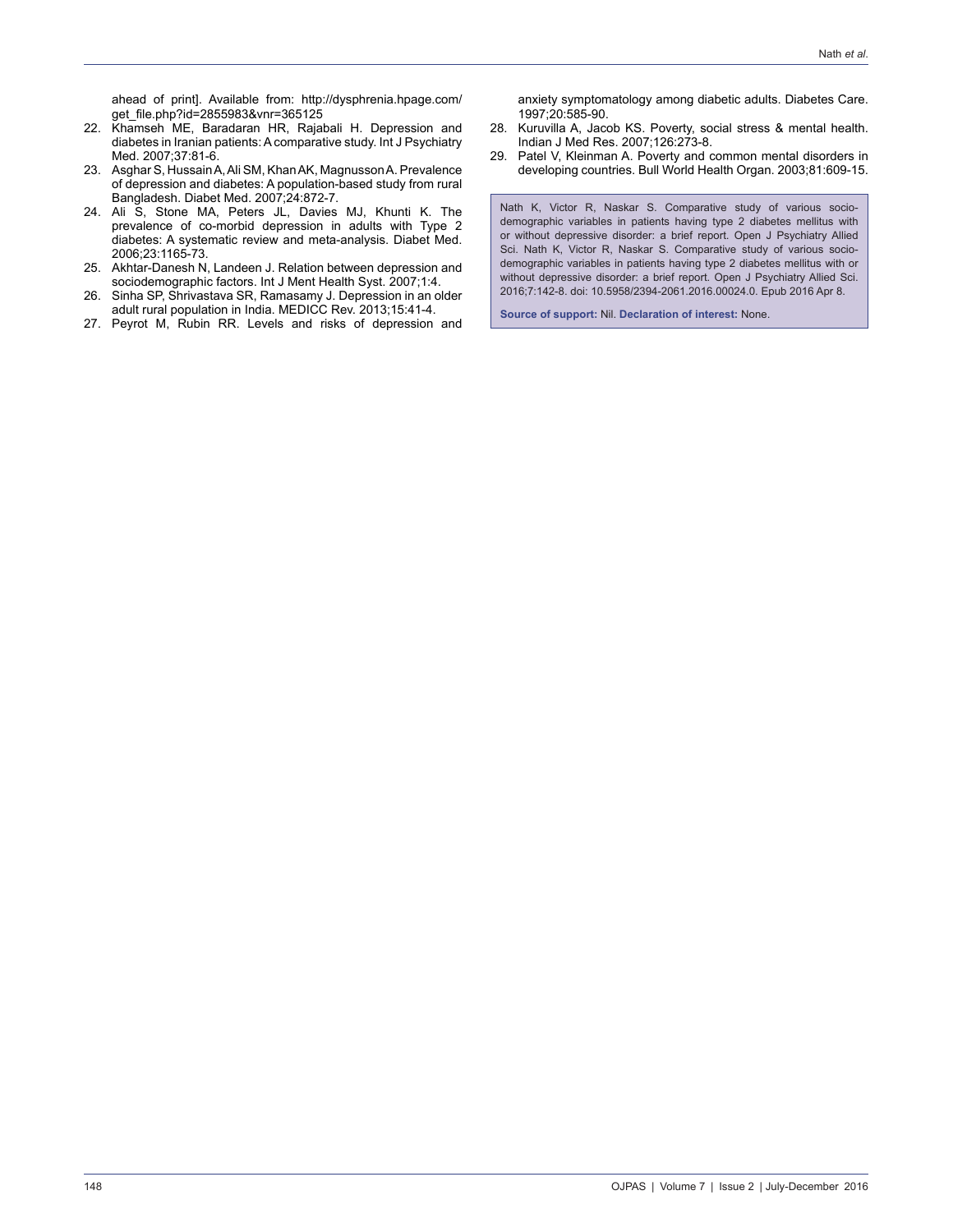ahead of print]. Available from: http://dysphrenia.hpage.com/get_file.php?id=2855983&vnr=365125

22. Khamseh ME, Baradaran HR, Rajabali H. Depression and diabetes in Iranian patients: A comparative study. Int J Psychiatry Med. 2007;37:81-6.
23. Asghar S, Hussain A, Ali SM, Khan AK, Magnusson A. Prevalence of depression and diabetes: A population-based study from rural Bangladesh. Diabet Med. 2007;24:872-7.
24. Ali S, Stone MA, Peters JL, Davies MJ, Khunti K. The prevalence of co-morbid depression in adults with Type 2 diabetes: A systematic review and meta-analysis. Diabet Med. 2006;23:1165-73.
25. Akhtar-Danesh N, Landeen J. Relation between depression and sociodemographic factors. Int J Ment Health Syst. 2007;1:4.
26. Sinha SP, Shrivastava SR, Ramasamy J. Depression in an older adult rural population in India. MEDICC Rev. 2013;15:41-4.
27. Peyrot M, Rubin RR. Levels and risks of depression and anxiety symptomatology among diabetic adults. Diabetes Care. 1997;20:585-90.
28. Kuruvilla A, Jacob KS. Poverty, social stress & mental health. Indian J Med Res. 2007;126:273-8.
29. Patel V, Kleinman A. Poverty and common mental disorders in developing countries. Bull World Health Organ. 2003;81:609-15.

Nath K, Victor R, Naskar S. Comparative study of various socio-demographic variables in patients having type 2 diabetes mellitus with or without depressive disorder: a brief report. Open J Psychiatry Allied Sci. Nath K, Victor R, Naskar S. Comparative study of various socio-demographic variables in patients having type 2 diabetes mellitus with or without depressive disorder: a brief report. Open J Psychiatry Allied Sci. 2016;7:142-8. doi: 10.5958/2394-2061.2016.00024.0. Epub 2016 Apr 8.

**Source of support:** Nil. **Declaration of interest:** None.